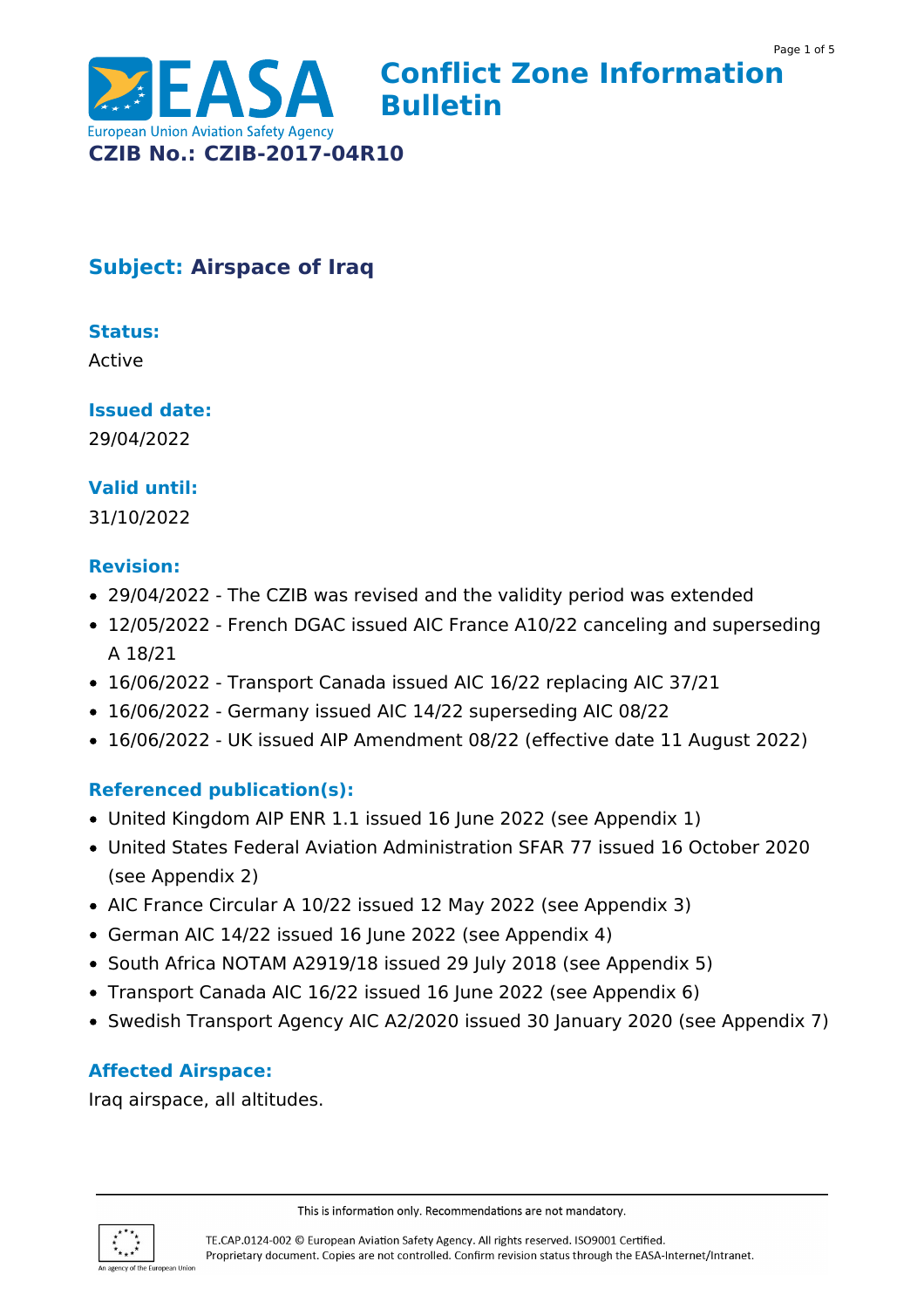# Conflict Zone Information Bulletin

**CZIB No.: CZIB-2017-04R10**

## Subject: Airspace of Iraq

### Status:

Active

### Issued date:

29/04/2022

### Valid until:

31/10/2022

### Revision:

- 29/04/2022 - The CZIB was revised and the validity period was extended
- 12/05/2022 - French DGAC issued AIC France A10/22 canceling and superseding A 18/21
- 16/06/2022 - Transport Canada issued AIC 16/22 replacing AIC 37/21
- 16/06/2022 - Germany issued AIC 14/22 superseding AIC 08/22
- 16/06/2022 - UK issued AIP Amendment 08/22 (effective date 11 August 2022)

### Referenced publication(s):

- United Kingdom AIP ENR 1.1 issued 16 June 2022 (see Appendix 1)
- United States Federal Aviation Administration SFAR 77 issued 16 October 2020 (see Appendix 2)
- AIC France Circular A 10/22 issued 12 May 2022 (see Appendix 3)
- German AIC 14/22 issued 16 June 2022 (see Appendix 4)
- South Africa NOTAM A2919/18 issued 29 July 2018 (see Appendix 5)
- Transport Canada AIC 16/22 issued 16 June 2022 (see Appendix 6)
- Swedish Transport Agency AIC A2/2020 issued 30 January 2020 (see Appendix 7)

### Affected Airspace:

Iraq airspace, all altitudes.

This is information only. Recommendations are not mandatory.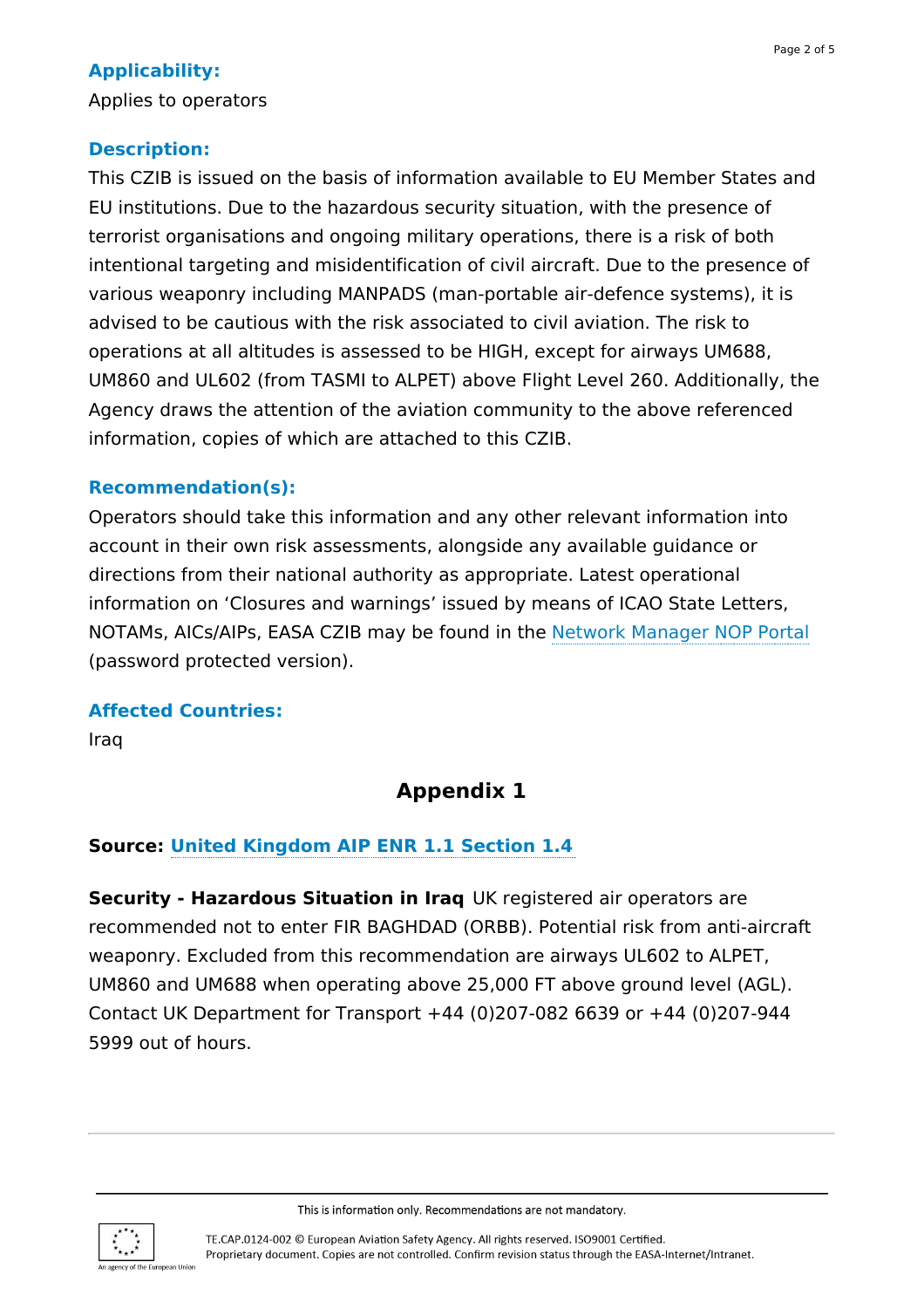### Applicability:

Applies to operators

### Description:

This CZIB is issued on the basis of information available to EU Member States and EU institutions. Due to the hazardous security situation, with the presence of terrorist organisations and ongoing military operations, there is a risk of both intentional targeting and misidentification of civil aircraft. Due to the presence of various weaponry including MANPADS (man-portable air-defence systems), it is advised to be cautious with the risk associated to civil aviation. The risk to operations at all altitudes is assessed to be HIGH, except for airways UM688, UM860 and UL602 (from TASMI to ALPET) above Flight Level 260. Additionally, the Agency draws the attention of the aviation community to the above referenced information, copies of which are attached to this CZIB.

### Recommendation(s):

Operators should take this information and any other relevant information into account in their own risk assessments, alongside any available guidance or directions from their national authority as appropriate. Latest operational information on 'Closures and warnings' issued by means of ICAO State Letters, NOTAMs, AICs/AIPs, EASA CZIB may be found in the Network Manager NOP Portal (password protected version).

### Affected Countries:

Iraq

## Appendix 1

**Source: United Kingdom AIP ENR 1.1 Section 1.4**

**Security - Hazardous Situation in Iraq** UK registered air operators are recommended not to enter FIR BAGHDAD (ORBB). Potential risk from anti-aircraft weaponry. Excluded from this recommendation are airways UL602 to ALPET, UM860 and UM688 when operating above 25,000 FT above ground level (AGL). Contact UK Department for Transport +44 (0)207-082 6639 or +44 (0)207-944 5999 out of hours.

This is information only. Recommendations are not mandatory.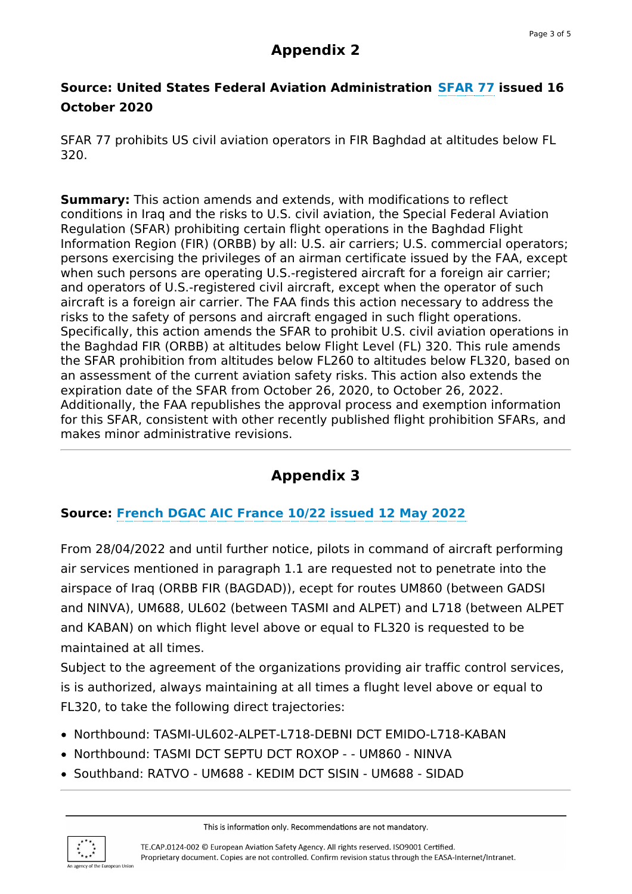## Appendix 2

### Source: United States Federal Aviation Administration SFAR 77 issued 16 October 2020

SFAR 77 prohibits US civil aviation operators in FIR Baghdad at altitudes below FL 320.

**Summary:** This action amends and extends, with modifications to reflect conditions in Iraq and the risks to U.S. civil aviation, the Special Federal Aviation Regulation (SFAR) prohibiting certain flight operations in the Baghdad Flight Information Region (FIR) (ORBB) by all: U.S. air carriers; U.S. commercial operators; persons exercising the privileges of an airman certificate issued by the FAA, except when such persons are operating U.S.-registered aircraft for a foreign air carrier; and operators of U.S.-registered civil aircraft, except when the operator of such aircraft is a foreign air carrier. The FAA finds this action necessary to address the risks to the safety of persons and aircraft engaged in such flight operations. Specifically, this action amends the SFAR to prohibit U.S. civil aviation operations in the Baghdad FIR (ORBB) at altitudes below Flight Level (FL) 320. This rule amends the SFAR prohibition from altitudes below FL260 to altitudes below FL320, based on an assessment of the current aviation safety risks. This action also extends the expiration date of the SFAR from October 26, 2020, to October 26, 2022. Additionally, the FAA republishes the approval process and exemption information for this SFAR, consistent with other recently published flight prohibition SFARs, and makes minor administrative revisions.

---

## Appendix 3

### Source: French DGAC AIC France 10/22 issued 12 May 2022

From 28/04/2022 and until further notice, pilots in command of aircraft performing air services mentioned in paragraph 1.1 are requested not to penetrate into the airspace of Iraq (ORBB FIR (BAGDAD)), ecept for routes UM860 (between GADSI and NINVA), UM688, UL602 (between TASMI and ALPET) and L718 (between ALPET and KABAN) on which flight level above or equal to FL320 is requested to be maintained at all times.
Subject to the agreement of the organizations providing air traffic control services, is is authorized, always maintaining at all times a flight level above or equal to FL320, to take the following direct trajectories:

- Northbound: TASMI-UL602-ALPET-L718-DEBNI DCT EMIDO-L718-KABAN
- Northbound: TASMI DCT SEPTU DCT ROXOP - - UM860 - NINVA
- Southband: RATVO - UM688 - KEDIM DCT SISIN - UM688 - SIDAD

---

This is information only. Recommendations are not mandatory.

TE.CAP.0124-002 © European Aviation Safety Agency. All rights reserved. ISO9001 Certified.
Proprietary document. Copies are not controlled. Confirm revision status through the EASA-Internet/Intranet.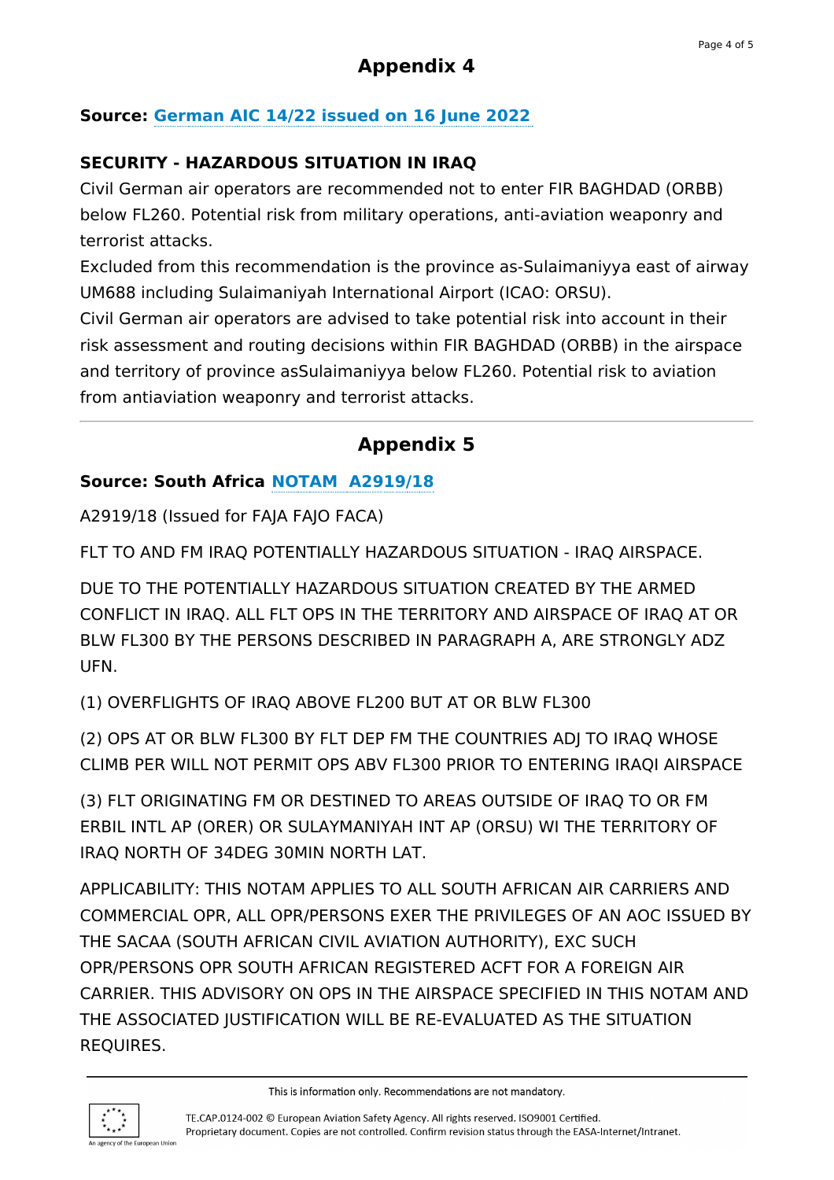# Appendix 4

**Source: German AIC 14/22 issued on 16 June 2022**

**SECURITY - HAZARDOUS SITUATION IN IRAQ**

Civil German air operators are recommended not to enter FIR BAGHDAD (ORBB) below FL260. Potential risk from military operations, anti-aviation weaponry and terrorist attacks.

Excluded from this recommendation is the province as-Sulaimaniyya east of airway UM688 including Sulaimaniyah International Airport (ICAO: ORSU).

Civil German air operators are advised to take potential risk into account in their risk assessment and routing decisions within FIR BAGHDAD (ORBB) in the airspace and territory of province asSulaimaniyya below FL260. Potential risk to aviation from antiaviation weaponry and terrorist attacks.

---

# Appendix 5

**Source: South Africa NOTAM A2919/18**

A2919/18 (Issued for FAJA FAJO FACA)

FLT TO AND FM IRAQ POTENTIALLY HAZARDOUS SITUATION - IRAQ AIRSPACE.

DUE TO THE POTENTIALLY HAZARDOUS SITUATION CREATED BY THE ARMED CONFLICT IN IRAQ. ALL FLT OPS IN THE TERRITORY AND AIRSPACE OF IRAQ AT OR BLW FL300 BY THE PERSONS DESCRIBED IN PARAGRAPH A, ARE STRONGLY ADZ UFN.

(1) OVERFLIGHTS OF IRAQ ABOVE FL200 BUT AT OR BLW FL300

(2) OPS AT OR BLW FL300 BY FLT DEP FM THE COUNTRIES ADJ TO IRAQ WHOSE CLIMB PER WILL NOT PERMIT OPS ABV FL300 PRIOR TO ENTERING IRAQI AIRSPACE

(3) FLT ORIGINATING FM OR DESTINED TO AREAS OUTSIDE OF IRAQ TO OR FM ERBIL INTL AP (ORER) OR SULAYMANIYAH INT AP (ORSU) WI THE TERRITORY OF IRAQ NORTH OF 34DEG 30MIN NORTH LAT.

APPLICABILITY: THIS NOTAM APPLIES TO ALL SOUTH AFRICAN AIR CARRIERS AND COMMERCIAL OPR, ALL OPR/PERSONS EXER THE PRIVILEGES OF AN AOC ISSUED BY THE SACAA (SOUTH AFRICAN CIVIL AVIATION AUTHORITY), EXC SUCH OPR/PERSONS OPR SOUTH AFRICAN REGISTERED ACFT FOR A FOREIGN AIR CARRIER. THIS ADVISORY ON OPS IN THE AIRSPACE SPECIFIED IN THIS NOTAM AND THE ASSOCIATED JUSTIFICATION WILL BE RE-EVALUATED AS THE SITUATION REQUIRES.

This is information only. Recommendations are not mandatory.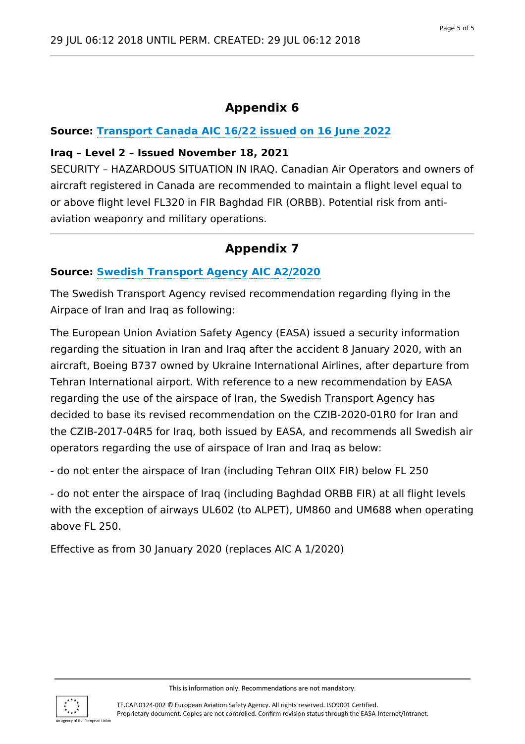29 JUL 06:12 2018 UNTIL PERM. CREATED: 29 JUL 06:12 2018

## Appendix 6

**Source: Transport Canada AIC 16/22 issued on 16 June 2022**

**Iraq – Level 2 – Issued November 18, 2021**

SECURITY – HAZARDOUS SITUATION IN IRAQ. Canadian Air Operators and owners of aircraft registered in Canada are recommended to maintain a flight level equal to or above flight level FL320 in FIR Baghdad FIR (ORBB). Potential risk from anti-aviation weaponry and military operations.

## Appendix 7

**Source: Swedish Transport Agency AIC A2/2020**

The Swedish Transport Agency revised recommendation regarding flying in the Airpace of Iran and Iraq as following:

The European Union Aviation Safety Agency (EASA) issued a security information regarding the situation in Iran and Iraq after the accident 8 January 2020, with an aircraft, Boeing B737 owned by Ukraine International Airlines, after departure from Tehran International airport. With reference to a new recommendation by EASA regarding the use of the airspace of Iran, the Swedish Transport Agency has decided to base its revised recommendation on the CZIB-2020-01R0 for Iran and the CZIB-2017-04R5 for Iraq, both issued by EASA, and recommends all Swedish air operators regarding the use of airspace of Iran and Iraq as below:

- do not enter the airspace of Iran (including Tehran OIIX FIR) below FL 250

- do not enter the airspace of Iraq (including Baghdad ORBB FIR) at all flight levels with the exception of airways UL602 (to ALPET), UM860 and UM688 when operating above FL 250.

Effective as from 30 January 2020 (replaces AIC A 1/2020)

This is information only. Recommendations are not mandatory.

TE.CAP.0124-002 © European Aviation Safety Agency. All rights reserved. ISO9001 Certified.
Proprietary document. Copies are not controlled. Confirm revision status through the EASA-Internet/Intranet.